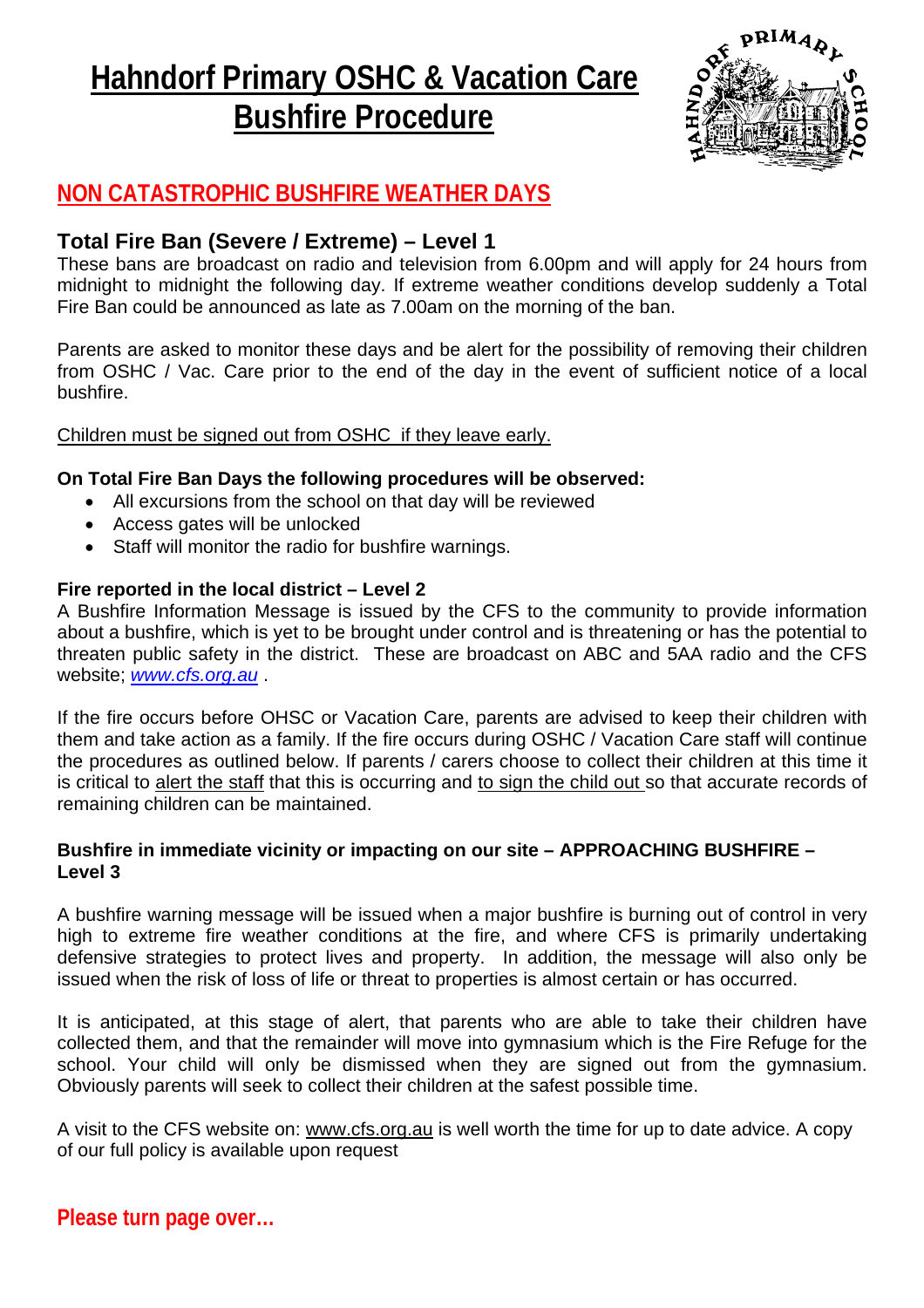# Hahndorf Primary OSHC & Vacation Care Bushfire Procedure

## NON CATASTROPHIC BUSHFIRE WEATHER DAYS

### Total Fire Ban (Severe / Extreme) – Level 1

These bans are broadcast on radio and television from 6.00pm and will apply for 24 hours from midnight to midnight the following day. If extreme weather conditions develop suddenly a Total Fire Ban could be announced as late as 7.00am on the morning of the ban.

Parents are asked to monitor these days and be alert for the possibility of removing their children from OSHC / Vac. Care prior to the end of the day in the event of sufficient notice of a local bushfire.

Children must be signed out from OSHC if they leave early.

**On Total Fire Ban Days the following procedures will be observed:**

- All excursions from the school on that day will be reviewed
- Access gates will be unlocked
- Staff will monitor the radio for bushfire warnings.

**Fire reported in the local district – Level 2**

A Bushfire Information Message is issued by the CFS to the community to provide information about a bushfire, which is yet to be brought under control and is threatening or has the potential to threaten public safety in the district. These are broadcast on ABC and 5AA radio and the CFS website; *www.cfs.org.au* .

If the fire occurs before OHSC or Vacation Care, parents are advised to keep their children with them and take action as a family. If the fire occurs during OSHC / Vacation Care staff will continue the procedures as outlined below. If parents / carers choose to collect their children at this time it is critical to alert the staff that this is occurring and to sign the child out so that accurate records of remaining children can be maintained.

**Bushfire in immediate vicinity or impacting on our site – APPROACHING BUSHFIRE – Level 3**

A bushfire warning message will be issued when a major bushfire is burning out of control in very high to extreme fire weather conditions at the fire, and where CFS is primarily undertaking defensive strategies to protect lives and property. In addition, the message will also only be issued when the risk of loss of life or threat to properties is almost certain or has occurred.

It is anticipated, at this stage of alert, that parents who are able to take their children have collected them, and that the remainder will move into gymnasium which is the Fire Refuge for the school. Your child will only be dismissed when they are signed out from the gymnasium. Obviously parents will seek to collect their children at the safest possible time.

A visit to the CFS website on: www.cfs.org.au is well worth the time for up to date advice. A copy of our full policy is available upon request

**Please turn page over…**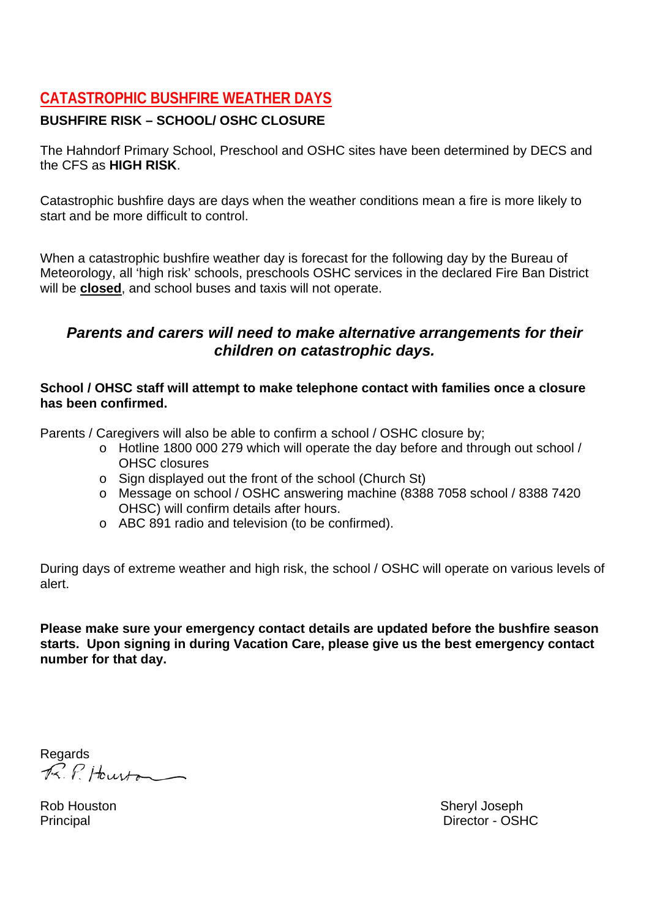## CATASTROPHIC BUSHFIRE WEATHER DAYS

### BUSHFIRE RISK – SCHOOL/ OSHC CLOSURE

The Hahndorf Primary School, Preschool and OSHC sites have been determined by DECS and the CFS as **HIGH RISK**.

Catastrophic bushfire days are days when the weather conditions mean a fire is more likely to start and be more difficult to control.

When a catastrophic bushfire weather day is forecast for the following day by the Bureau of Meteorology, all 'high risk' schools, preschools OSHC services in the declared Fire Ban District will be **closed**, and school buses and taxis will not operate.

***Parents and carers will need to make alternative arrangements for their children on catastrophic days.***

**School / OHSC staff will attempt to make telephone contact with families once a closure has been confirmed.**

Parents / Caregivers will also be able to confirm a school / OSHC closure by;

- Hotline 1800 000 279 which will operate the day before and through out school / OHSC closures
- Sign displayed out the front of the school (Church St)
- Message on school / OSHC answering machine (8388 7058 school / 8388 7420 OHSC) will confirm details after hours.
- ABC 891 radio and television (to be confirmed).

During days of extreme weather and high risk, the school / OSHC will operate on various levels of alert.

**Please make sure your emergency contact details are updated before the bushfire season starts. Upon signing in during Vacation Care, please give us the best emergency contact number for that day.**

Regards

R. P. Houston

Rob Houston
Principal

Sheryl Joseph
Director - OSHC